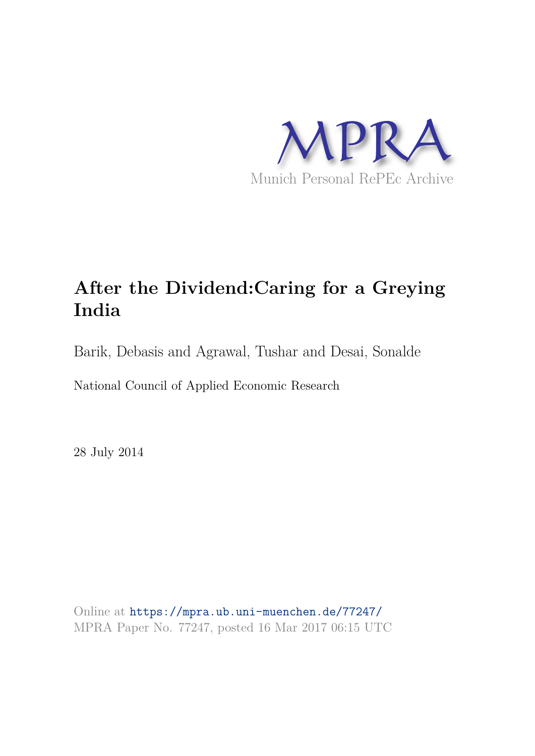MPRA

Munich Personal RePEc Archive

# After the Dividend:Caring for a Greying India

Barik, Debasis and Agrawal, Tushar and Desai, Sonalde

National Council of Applied Economic Research

28 July 2014

Online at https://mpra.ub.uni-muenchen.de/77247/
MPRA Paper No. 77247, posted 16 Mar 2017 06:15 UTC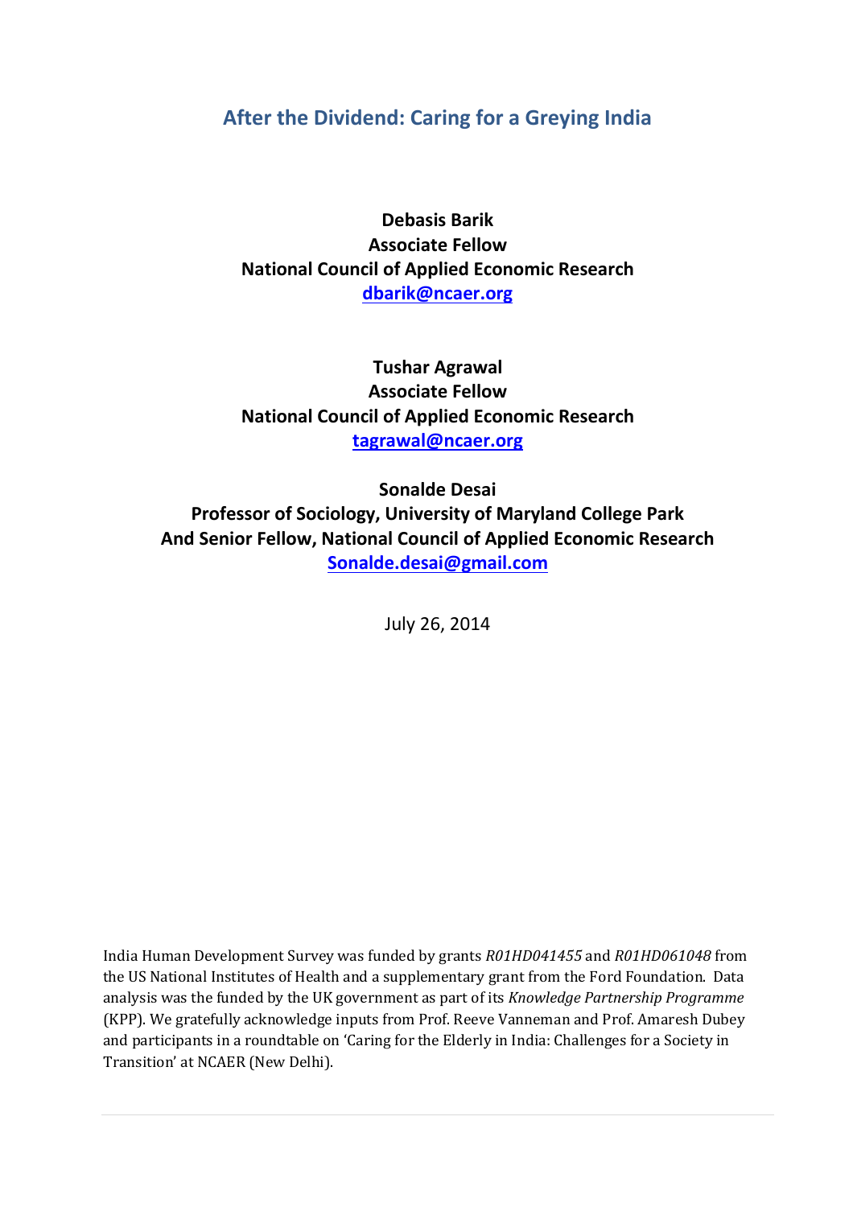# After the Dividend: Caring for a Greying India

**Debasis Barik**
**Associate Fellow**
**National Council of Applied Economic Research**
**dbarik@ncaer.org**

**Tushar Agrawal**
**Associate Fellow**
**National Council of Applied Economic Research**
**tagrawal@ncaer.org**

**Sonalde Desai**
**Professor of Sociology, University of Maryland College Park**
**And Senior Fellow, National Council of Applied Economic Research**
**Sonalde.desai@gmail.com**

July 26, 2014

India Human Development Survey was funded by grants *R01HD041455* and *R01HD061048* from the US National Institutes of Health and a supplementary grant from the Ford Foundation. Data analysis was the funded by the UK government as part of its *Knowledge Partnership Programme* (KPP). We gratefully acknowledge inputs from Prof. Reeve Vanneman and Prof. Amaresh Dubey and participants in a roundtable on 'Caring for the Elderly in India: Challenges for a Society in Transition' at NCAER (New Delhi).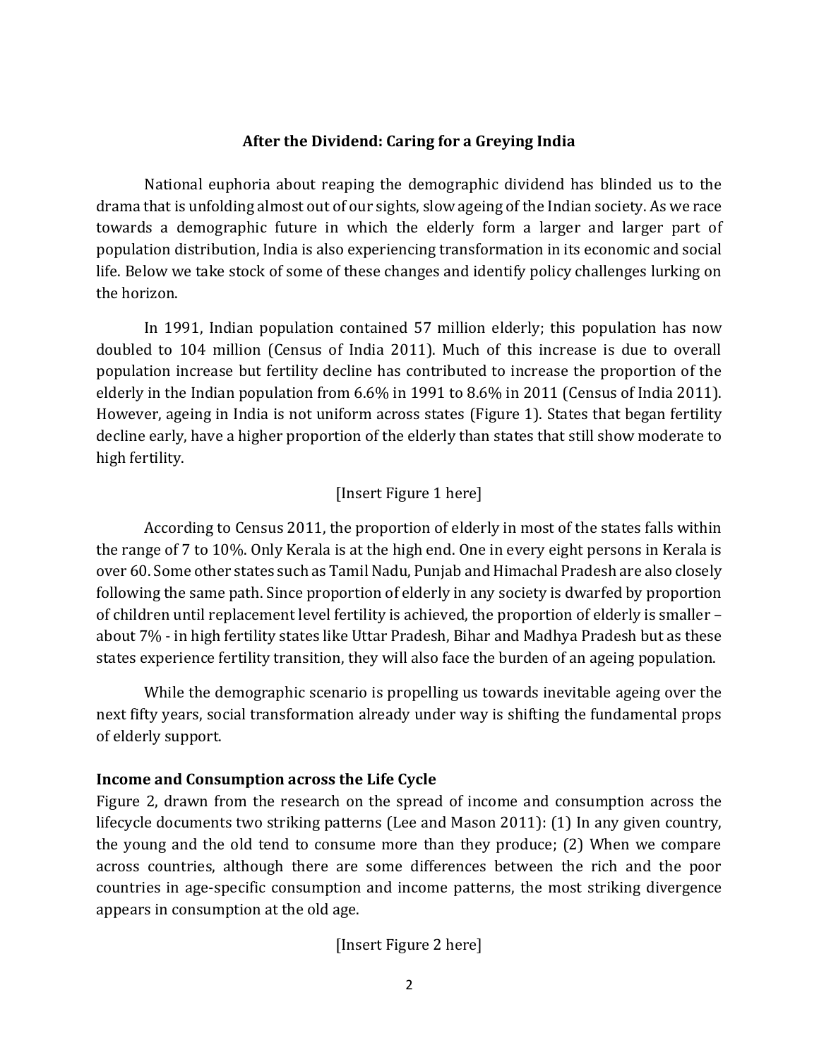# After the Dividend: Caring for a Greying India

National euphoria about reaping the demographic dividend has blinded us to the drama that is unfolding almost out of our sights, slow ageing of the Indian society. As we race towards a demographic future in which the elderly form a larger and larger part of population distribution, India is also experiencing transformation in its economic and social life. Below we take stock of some of these changes and identify policy challenges lurking on the horizon.

In 1991, Indian population contained 57 million elderly; this population has now doubled to 104 million (Census of India 2011). Much of this increase is due to overall population increase but fertility decline has contributed to increase the proportion of the elderly in the Indian population from 6.6% in 1991 to 8.6% in 2011 (Census of India 2011). However, ageing in India is not uniform across states (Figure 1). States that began fertility decline early, have a higher proportion of the elderly than states that still show moderate to high fertility.

[Insert Figure 1 here]

According to Census 2011, the proportion of elderly in most of the states falls within the range of 7 to 10%. Only Kerala is at the high end. One in every eight persons in Kerala is over 60. Some other states such as Tamil Nadu, Punjab and Himachal Pradesh are also closely following the same path. Since proportion of elderly in any society is dwarfed by proportion of children until replacement level fertility is achieved, the proportion of elderly is smaller – about 7% - in high fertility states like Uttar Pradesh, Bihar and Madhya Pradesh but as these states experience fertility transition, they will also face the burden of an ageing population.

While the demographic scenario is propelling us towards inevitable ageing over the next fifty years, social transformation already under way is shifting the fundamental props of elderly support.

## Income and Consumption across the Life Cycle

Figure 2, drawn from the research on the spread of income and consumption across the lifecycle documents two striking patterns (Lee and Mason 2011): (1) In any given country, the young and the old tend to consume more than they produce; (2) When we compare across countries, although there are some differences between the rich and the poor countries in age-specific consumption and income patterns, the most striking divergence appears in consumption at the old age.

[Insert Figure 2 here]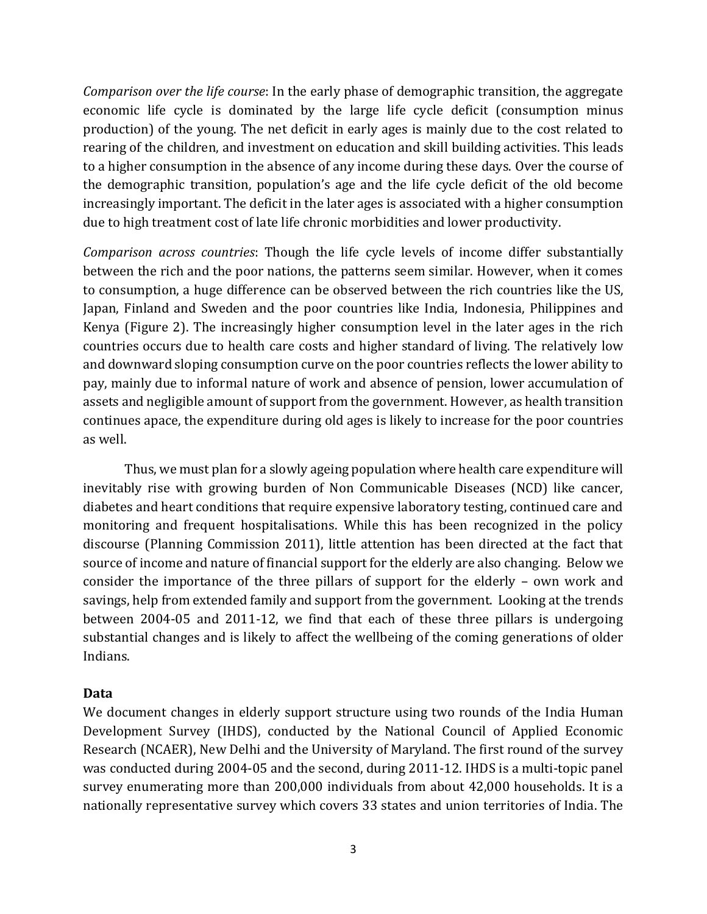*Comparison over the life course*: In the early phase of demographic transition, the aggregate economic life cycle is dominated by the large life cycle deficit (consumption minus production) of the young. The net deficit in early ages is mainly due to the cost related to rearing of the children, and investment on education and skill building activities. This leads to a higher consumption in the absence of any income during these days. Over the course of the demographic transition, population's age and the life cycle deficit of the old become increasingly important. The deficit in the later ages is associated with a higher consumption due to high treatment cost of late life chronic morbidities and lower productivity.

*Comparison across countries*: Though the life cycle levels of income differ substantially between the rich and the poor nations, the patterns seem similar. However, when it comes to consumption, a huge difference can be observed between the rich countries like the US, Japan, Finland and Sweden and the poor countries like India, Indonesia, Philippines and Kenya (Figure 2). The increasingly higher consumption level in the later ages in the rich countries occurs due to health care costs and higher standard of living. The relatively low and downward sloping consumption curve on the poor countries reflects the lower ability to pay, mainly due to informal nature of work and absence of pension, lower accumulation of assets and negligible amount of support from the government. However, as health transition continues apace, the expenditure during old ages is likely to increase for the poor countries as well.

Thus, we must plan for a slowly ageing population where health care expenditure will inevitably rise with growing burden of Non Communicable Diseases (NCD) like cancer, diabetes and heart conditions that require expensive laboratory testing, continued care and monitoring and frequent hospitalisations. While this has been recognized in the policy discourse (Planning Commission 2011), little attention has been directed at the fact that source of income and nature of financial support for the elderly are also changing. Below we consider the importance of the three pillars of support for the elderly – own work and savings, help from extended family and support from the government. Looking at the trends between 2004-05 and 2011-12, we find that each of these three pillars is undergoing substantial changes and is likely to affect the wellbeing of the coming generations of older Indians.

**Data**

We document changes in elderly support structure using two rounds of the India Human Development Survey (IHDS), conducted by the National Council of Applied Economic Research (NCAER), New Delhi and the University of Maryland. The first round of the survey was conducted during 2004-05 and the second, during 2011-12. IHDS is a multi-topic panel survey enumerating more than 200,000 individuals from about 42,000 households. It is a nationally representative survey which covers 33 states and union territories of India. The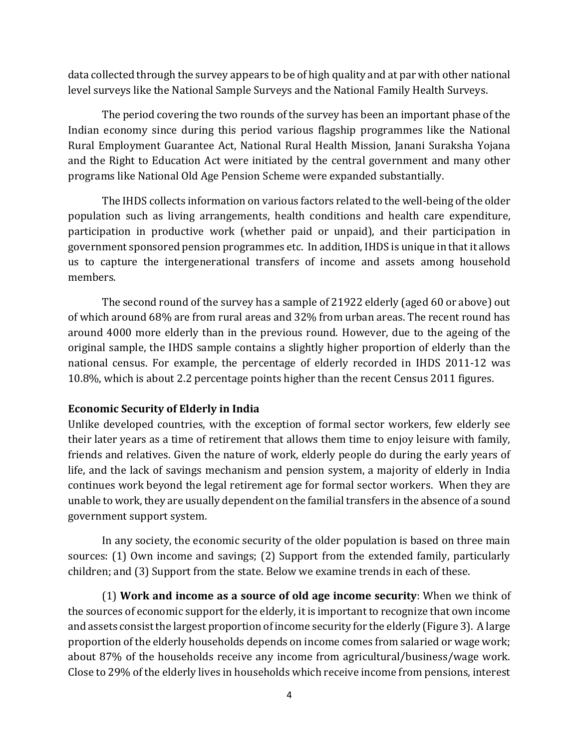data collected through the survey appears to be of high quality and at par with other national level surveys like the National Sample Surveys and the National Family Health Surveys.

The period covering the two rounds of the survey has been an important phase of the Indian economy since during this period various flagship programmes like the National Rural Employment Guarantee Act, National Rural Health Mission, Janani Suraksha Yojana and the Right to Education Act were initiated by the central government and many other programs like National Old Age Pension Scheme were expanded substantially.

The IHDS collects information on various factors related to the well-being of the older population such as living arrangements, health conditions and health care expenditure, participation in productive work (whether paid or unpaid), and their participation in government sponsored pension programmes etc. In addition, IHDS is unique in that it allows us to capture the intergenerational transfers of income and assets among household members.

The second round of the survey has a sample of 21922 elderly (aged 60 or above) out of which around 68% are from rural areas and 32% from urban areas. The recent round has around 4000 more elderly than in the previous round. However, due to the ageing of the original sample, the IHDS sample contains a slightly higher proportion of elderly than the national census. For example, the percentage of elderly recorded in IHDS 2011-12 was 10.8%, which is about 2.2 percentage points higher than the recent Census 2011 figures.

**Economic Security of Elderly in India**

Unlike developed countries, with the exception of formal sector workers, few elderly see their later years as a time of retirement that allows them time to enjoy leisure with family, friends and relatives. Given the nature of work, elderly people do during the early years of life, and the lack of savings mechanism and pension system, a majority of elderly in India continues work beyond the legal retirement age for formal sector workers. When they are unable to work, they are usually dependent on the familial transfers in the absence of a sound government support system.

In any society, the economic security of the older population is based on three main sources: (1) Own income and savings; (2) Support from the extended family, particularly children; and (3) Support from the state. Below we examine trends in each of these.

(1) **Work and income as a source of old age income security**: When we think of the sources of economic support for the elderly, it is important to recognize that own income and assets consist the largest proportion of income security for the elderly (Figure 3). A large proportion of the elderly households depends on income comes from salaried or wage work; about 87% of the households receive any income from agricultural/business/wage work. Close to 29% of the elderly lives in households which receive income from pensions, interest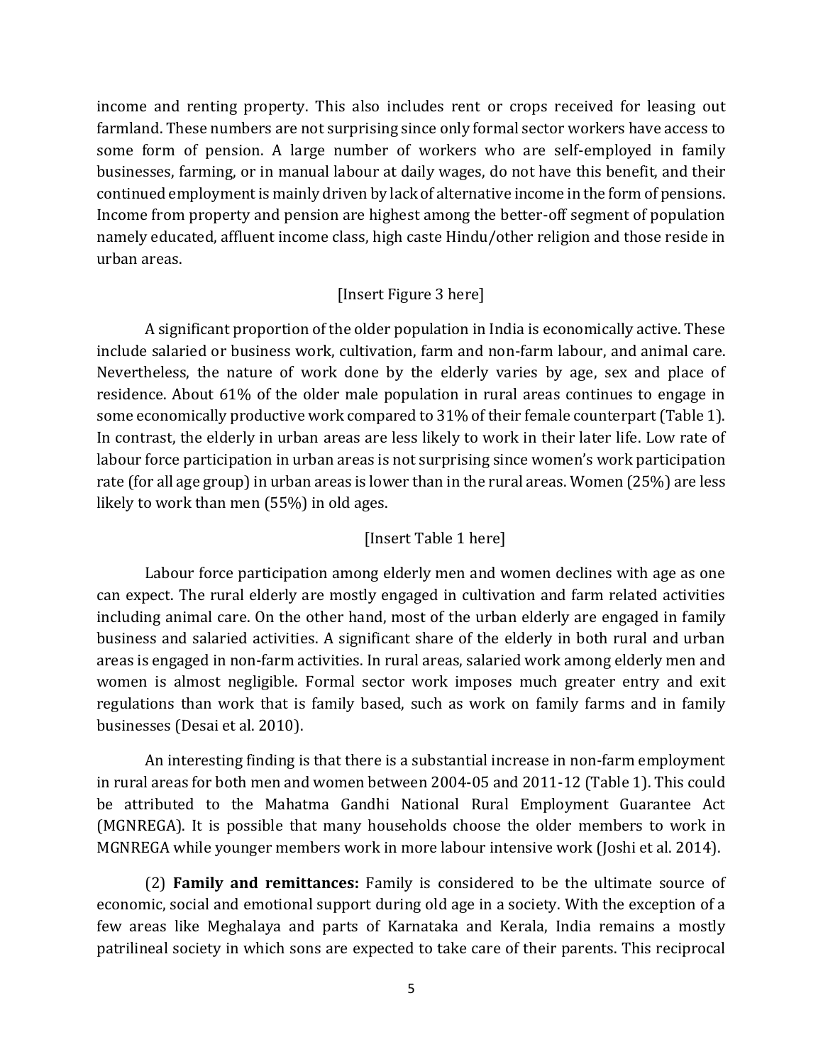income and renting property. This also includes rent or crops received for leasing out farmland. These numbers are not surprising since only formal sector workers have access to some form of pension. A large number of workers who are self-employed in family businesses, farming, or in manual labour at daily wages, do not have this benefit, and their continued employment is mainly driven by lack of alternative income in the form of pensions. Income from property and pension are highest among the better-off segment of population namely educated, affluent income class, high caste Hindu/other religion and those reside in urban areas.

[Insert Figure 3 here]

A significant proportion of the older population in India is economically active. These include salaried or business work, cultivation, farm and non-farm labour, and animal care. Nevertheless, the nature of work done by the elderly varies by age, sex and place of residence. About 61% of the older male population in rural areas continues to engage in some economically productive work compared to 31% of their female counterpart (Table 1). In contrast, the elderly in urban areas are less likely to work in their later life. Low rate of labour force participation in urban areas is not surprising since women's work participation rate (for all age group) in urban areas is lower than in the rural areas. Women (25%) are less likely to work than men (55%) in old ages.

[Insert Table 1 here]

Labour force participation among elderly men and women declines with age as one can expect. The rural elderly are mostly engaged in cultivation and farm related activities including animal care. On the other hand, most of the urban elderly are engaged in family business and salaried activities. A significant share of the elderly in both rural and urban areas is engaged in non-farm activities. In rural areas, salaried work among elderly men and women is almost negligible. Formal sector work imposes much greater entry and exit regulations than work that is family based, such as work on family farms and in family businesses (Desai et al. 2010).

An interesting finding is that there is a substantial increase in non-farm employment in rural areas for both men and women between 2004-05 and 2011-12 (Table 1). This could be attributed to the Mahatma Gandhi National Rural Employment Guarantee Act (MGNREGA). It is possible that many households choose the older members to work in MGNREGA while younger members work in more labour intensive work (Joshi et al. 2014).

(2) **Family and remittances:** Family is considered to be the ultimate source of economic, social and emotional support during old age in a society. With the exception of a few areas like Meghalaya and parts of Karnataka and Kerala, India remains a mostly patrilineal society in which sons are expected to take care of their parents. This reciprocal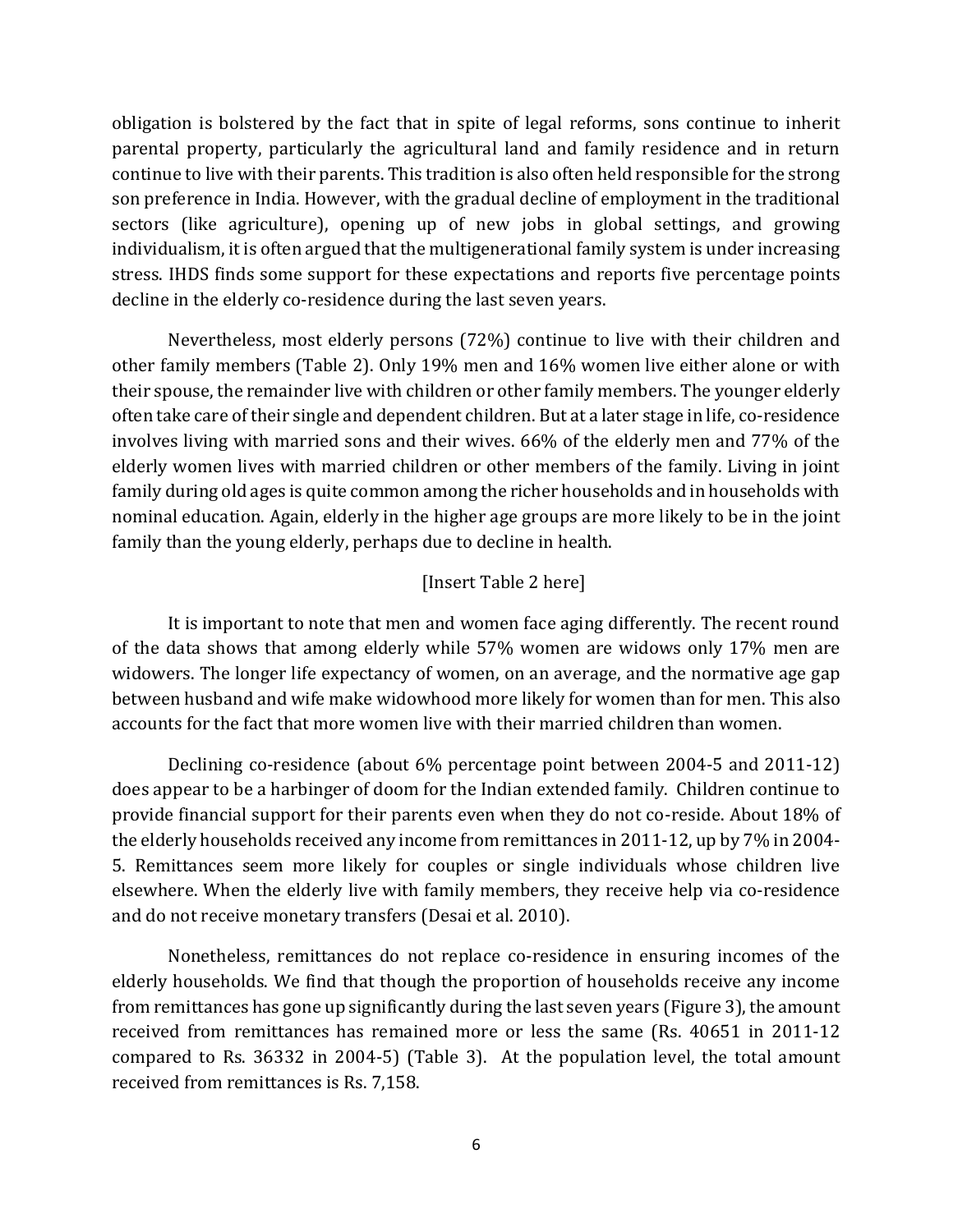obligation is bolstered by the fact that in spite of legal reforms, sons continue to inherit parental property, particularly the agricultural land and family residence and in return continue to live with their parents. This tradition is also often held responsible for the strong son preference in India. However, with the gradual decline of employment in the traditional sectors (like agriculture), opening up of new jobs in global settings, and growing individualism, it is often argued that the multigenerational family system is under increasing stress. IHDS finds some support for these expectations and reports five percentage points decline in the elderly co-residence during the last seven years.

Nevertheless, most elderly persons (72%) continue to live with their children and other family members (Table 2). Only 19% men and 16% women live either alone or with their spouse, the remainder live with children or other family members. The younger elderly often take care of their single and dependent children. But at a later stage in life, co-residence involves living with married sons and their wives. 66% of the elderly men and 77% of the elderly women lives with married children or other members of the family. Living in joint family during old ages is quite common among the richer households and in households with nominal education. Again, elderly in the higher age groups are more likely to be in the joint family than the young elderly, perhaps due to decline in health.

[Insert Table 2 here]

It is important to note that men and women face aging differently. The recent round of the data shows that among elderly while 57% women are widows only 17% men are widowers. The longer life expectancy of women, on an average, and the normative age gap between husband and wife make widowhood more likely for women than for men. This also accounts for the fact that more women live with their married children than women.

Declining co-residence (about 6% percentage point between 2004-5 and 2011-12) does appear to be a harbinger of doom for the Indian extended family. Children continue to provide financial support for their parents even when they do not co-reside. About 18% of the elderly households received any income from remittances in 2011-12, up by 7% in 2004-5. Remittances seem more likely for couples or single individuals whose children live elsewhere. When the elderly live with family members, they receive help via co-residence and do not receive monetary transfers (Desai et al. 2010).

Nonetheless, remittances do not replace co-residence in ensuring incomes of the elderly households. We find that though the proportion of households receive any income from remittances has gone up significantly during the last seven years (Figure 3), the amount received from remittances has remained more or less the same (Rs. 40651 in 2011-12 compared to Rs. 36332 in 2004-5) (Table 3). At the population level, the total amount received from remittances is Rs. 7,158.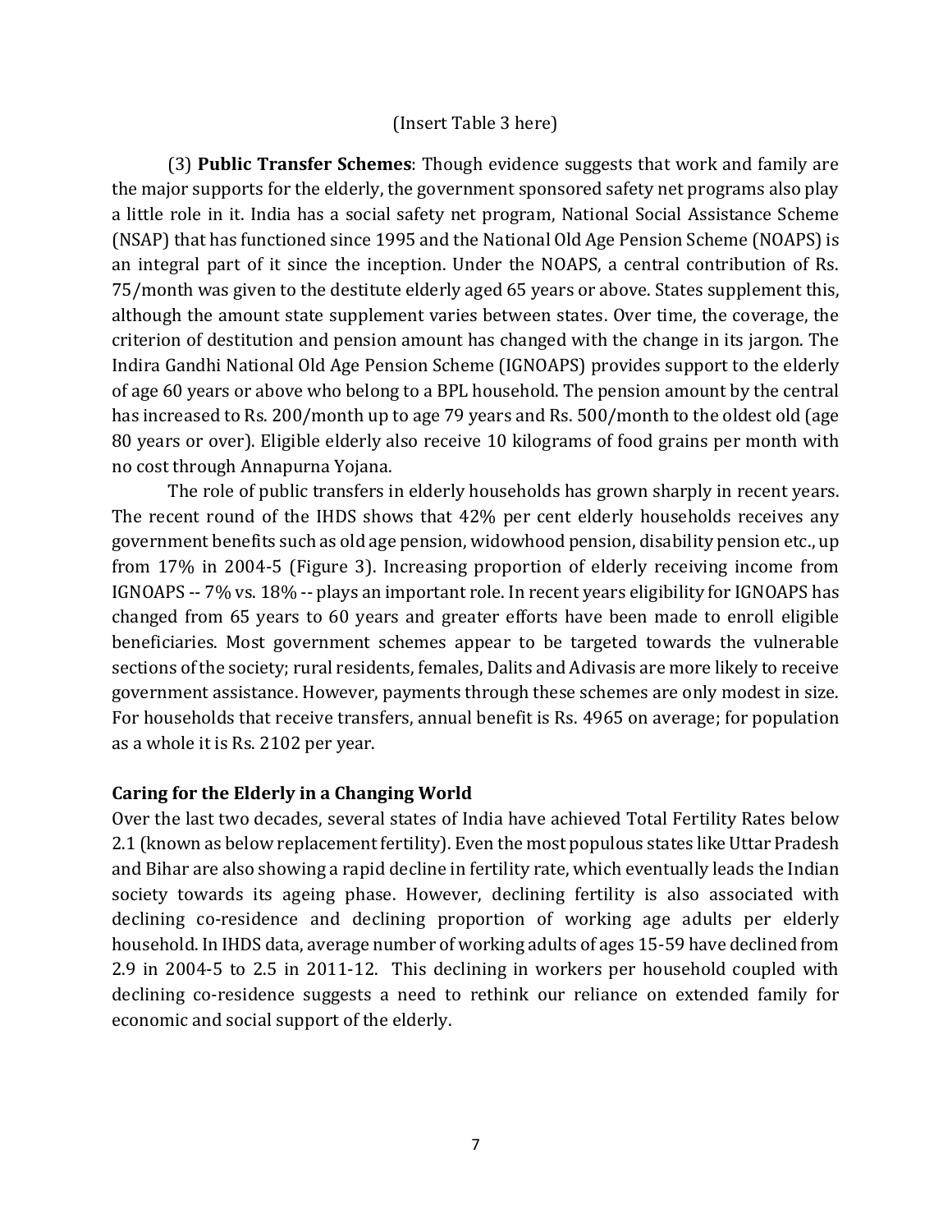(Insert Table 3 here)

(3) **Public Transfer Schemes**: Though evidence suggests that work and family are the major supports for the elderly, the government sponsored safety net programs also play a little role in it. India has a social safety net program, National Social Assistance Scheme (NSAP) that has functioned since 1995 and the National Old Age Pension Scheme (NOAPS) is an integral part of it since the inception. Under the NOAPS, a central contribution of Rs. 75/month was given to the destitute elderly aged 65 years or above. States supplement this, although the amount state supplement varies between states. Over time, the coverage, the criterion of destitution and pension amount has changed with the change in its jargon. The Indira Gandhi National Old Age Pension Scheme (IGNOAPS) provides support to the elderly of age 60 years or above who belong to a BPL household. The pension amount by the central has increased to Rs. 200/month up to age 79 years and Rs. 500/month to the oldest old (age 80 years or over). Eligible elderly also receive 10 kilograms of food grains per month with no cost through Annapurna Yojana.

The role of public transfers in elderly households has grown sharply in recent years. The recent round of the IHDS shows that 42% per cent elderly households receives any government benefits such as old age pension, widowhood pension, disability pension etc., up from 17% in 2004-5 (Figure 3). Increasing proportion of elderly receiving income from IGNOAPS -- 7% vs. 18% -- plays an important role. In recent years eligibility for IGNOAPS has changed from 65 years to 60 years and greater efforts have been made to enroll eligible beneficiaries. Most government schemes appear to be targeted towards the vulnerable sections of the society; rural residents, females, Dalits and Adivasis are more likely to receive government assistance. However, payments through these schemes are only modest in size. For households that receive transfers, annual benefit is Rs. 4965 on average; for population as a whole it is Rs. 2102 per year.

## Caring for the Elderly in a Changing World

Over the last two decades, several states of India have achieved Total Fertility Rates below 2.1 (known as below replacement fertility). Even the most populous states like Uttar Pradesh and Bihar are also showing a rapid decline in fertility rate, which eventually leads the Indian society towards its ageing phase. However, declining fertility is also associated with declining co-residence and declining proportion of working age adults per elderly household. In IHDS data, average number of working adults of ages 15-59 have declined from 2.9 in 2004-5 to 2.5 in 2011-12. This declining in workers per household coupled with declining co-residence suggests a need to rethink our reliance on extended family for economic and social support of the elderly.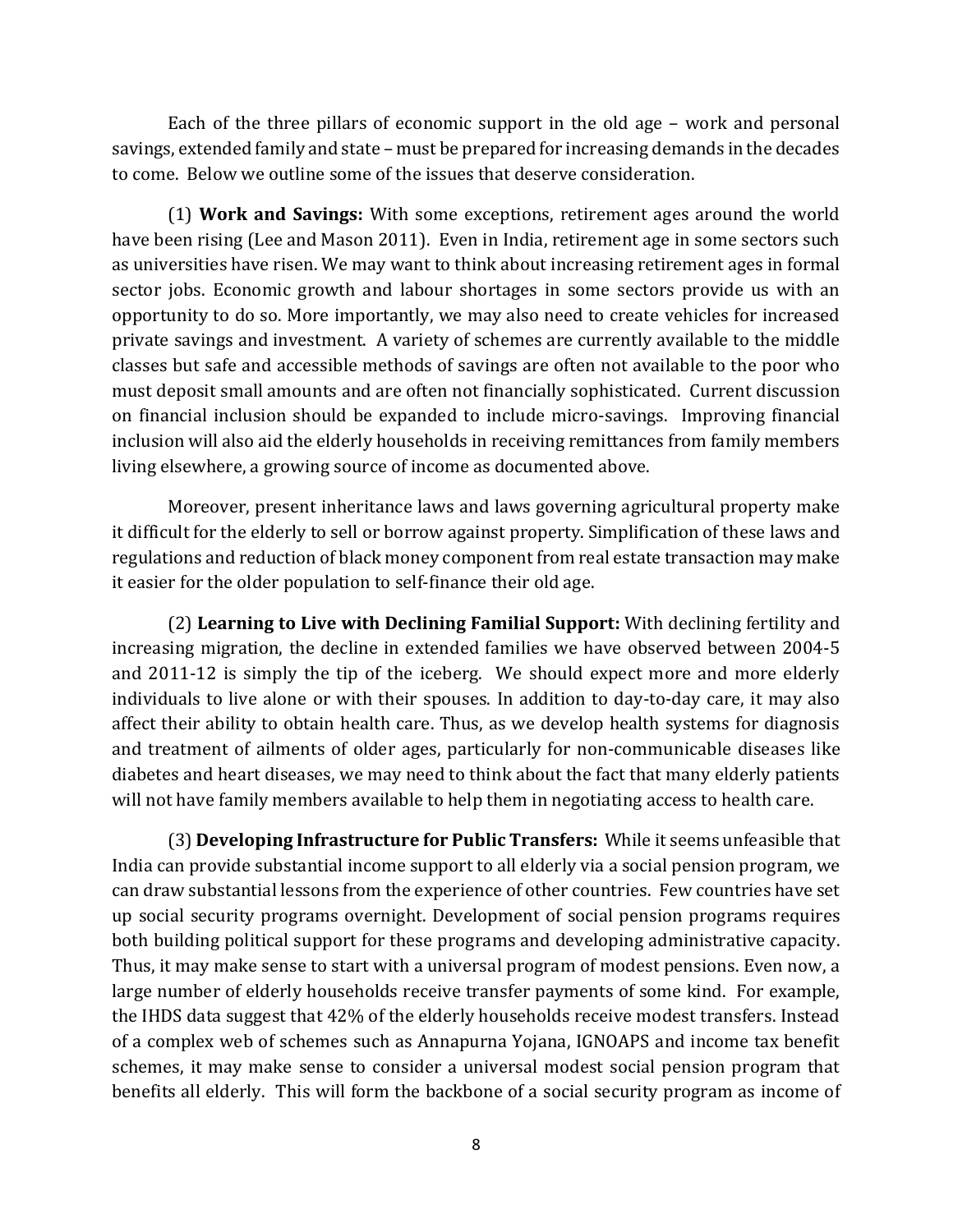Each of the three pillars of economic support in the old age – work and personal savings, extended family and state – must be prepared for increasing demands in the decades to come. Below we outline some of the issues that deserve consideration.

(1) **Work and Savings:** With some exceptions, retirement ages around the world have been rising (Lee and Mason 2011). Even in India, retirement age in some sectors such as universities have risen. We may want to think about increasing retirement ages in formal sector jobs. Economic growth and labour shortages in some sectors provide us with an opportunity to do so. More importantly, we may also need to create vehicles for increased private savings and investment. A variety of schemes are currently available to the middle classes but safe and accessible methods of savings are often not available to the poor who must deposit small amounts and are often not financially sophisticated. Current discussion on financial inclusion should be expanded to include micro-savings. Improving financial inclusion will also aid the elderly households in receiving remittances from family members living elsewhere, a growing source of income as documented above.

Moreover, present inheritance laws and laws governing agricultural property make it difficult for the elderly to sell or borrow against property. Simplification of these laws and regulations and reduction of black money component from real estate transaction may make it easier for the older population to self-finance their old age.

(2) **Learning to Live with Declining Familial Support:** With declining fertility and increasing migration, the decline in extended families we have observed between 2004-5 and 2011-12 is simply the tip of the iceberg. We should expect more and more elderly individuals to live alone or with their spouses. In addition to day-to-day care, it may also affect their ability to obtain health care. Thus, as we develop health systems for diagnosis and treatment of ailments of older ages, particularly for non-communicable diseases like diabetes and heart diseases, we may need to think about the fact that many elderly patients will not have family members available to help them in negotiating access to health care.

(3) **Developing Infrastructure for Public Transfers:** While it seems unfeasible that India can provide substantial income support to all elderly via a social pension program, we can draw substantial lessons from the experience of other countries. Few countries have set up social security programs overnight. Development of social pension programs requires both building political support for these programs and developing administrative capacity. Thus, it may make sense to start with a universal program of modest pensions. Even now, a large number of elderly households receive transfer payments of some kind. For example, the IHDS data suggest that 42% of the elderly households receive modest transfers. Instead of a complex web of schemes such as Annapurna Yojana, IGNOAPS and income tax benefit schemes, it may make sense to consider a universal modest social pension program that benefits all elderly. This will form the backbone of a social security program as income of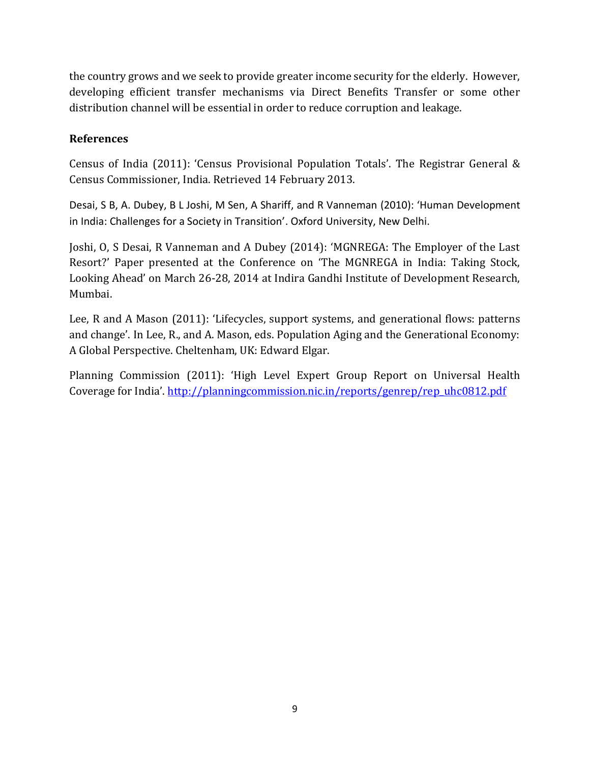the country grows and we seek to provide greater income security for the elderly. However, developing efficient transfer mechanisms via Direct Benefits Transfer or some other distribution channel will be essential in order to reduce corruption and leakage.

**References**

Census of India (2011): 'Census Provisional Population Totals'. The Registrar General & Census Commissioner, India. Retrieved 14 February 2013.

Desai, S B, A. Dubey, B L Joshi, M Sen, A Shariff, and R Vanneman (2010): 'Human Development in India: Challenges for a Society in Transition'. Oxford University, New Delhi.

Joshi, O, S Desai, R Vanneman and A Dubey (2014): 'MGNREGA: The Employer of the Last Resort?' Paper presented at the Conference on 'The MGNREGA in India: Taking Stock, Looking Ahead' on March 26-28, 2014 at Indira Gandhi Institute of Development Research, Mumbai.

Lee, R and A Mason (2011): 'Lifecycles, support systems, and generational flows: patterns and change'. In Lee, R., and A. Mason, eds. Population Aging and the Generational Economy: A Global Perspective. Cheltenham, UK: Edward Elgar.

Planning Commission (2011): 'High Level Expert Group Report on Universal Health Coverage for India'. [http://planningcommission.nic.in/reports/genrep/rep_uhc0812.pdf](http://planningcommission.nic.in/reports/genrep/rep_uhc0812.pdf)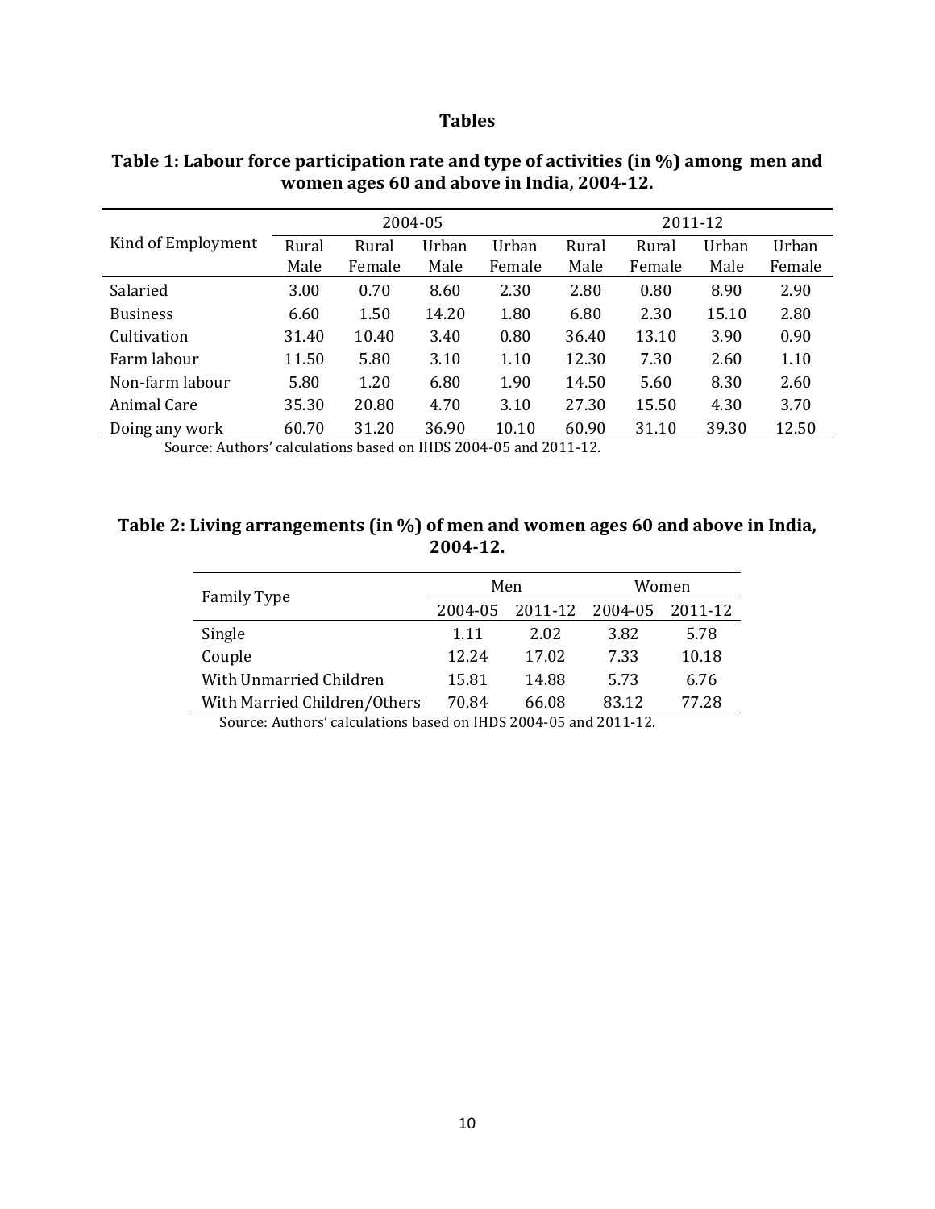# Tables

**Table 1: Labour force participation rate and type of activities (in %) among men and women ages 60 and above in India, 2004-12.**

| Kind of Employment | 2004-05 | | | | 2011-12 | | | |
|---|---|---|---|---|---|---|---|---|
| | Rural Male | Rural Female | Urban Male | Urban Female | Rural Male | Rural Female | Urban Male | Urban Female |
| Salaried | 3.00 | 0.70 | 8.60 | 2.30 | 2.80 | 0.80 | 8.90 | 2.90 |
| Business | 6.60 | 1.50 | 14.20 | 1.80 | 6.80 | 2.30 | 15.10 | 2.80 |
| Cultivation | 31.40 | 10.40 | 3.40 | 0.80 | 36.40 | 13.10 | 3.90 | 0.90 |
| Farm labour | 11.50 | 5.80 | 3.10 | 1.10 | 12.30 | 7.30 | 2.60 | 1.10 |
| Non-farm labour | 5.80 | 1.20 | 6.80 | 1.90 | 14.50 | 5.60 | 8.30 | 2.60 |
| Animal Care | 35.30 | 20.80 | 4.70 | 3.10 | 27.30 | 15.50 | 4.30 | 3.70 |
| Doing any work | 60.70 | 31.20 | 36.90 | 10.10 | 60.90 | 31.10 | 39.30 | 12.50 |

Source: Authors' calculations based on IHDS 2004-05 and 2011-12.

**Table 2: Living arrangements (in %) of men and women ages 60 and above in India, 2004-12.**

| Family Type | Men | | Women | |
|---|---|---|---|---|
| | 2004-05 | 2011-12 | 2004-05 | 2011-12 |
| Single | 1.11 | 2.02 | 3.82 | 5.78 |
| Couple | 12.24 | 17.02 | 7.33 | 10.18 |
| With Unmarried Children | 15.81 | 14.88 | 5.73 | 6.76 |
| With Married Children/Others | 70.84 | 66.08 | 83.12 | 77.28 |

Source: Authors' calculations based on IHDS 2004-05 and 2011-12.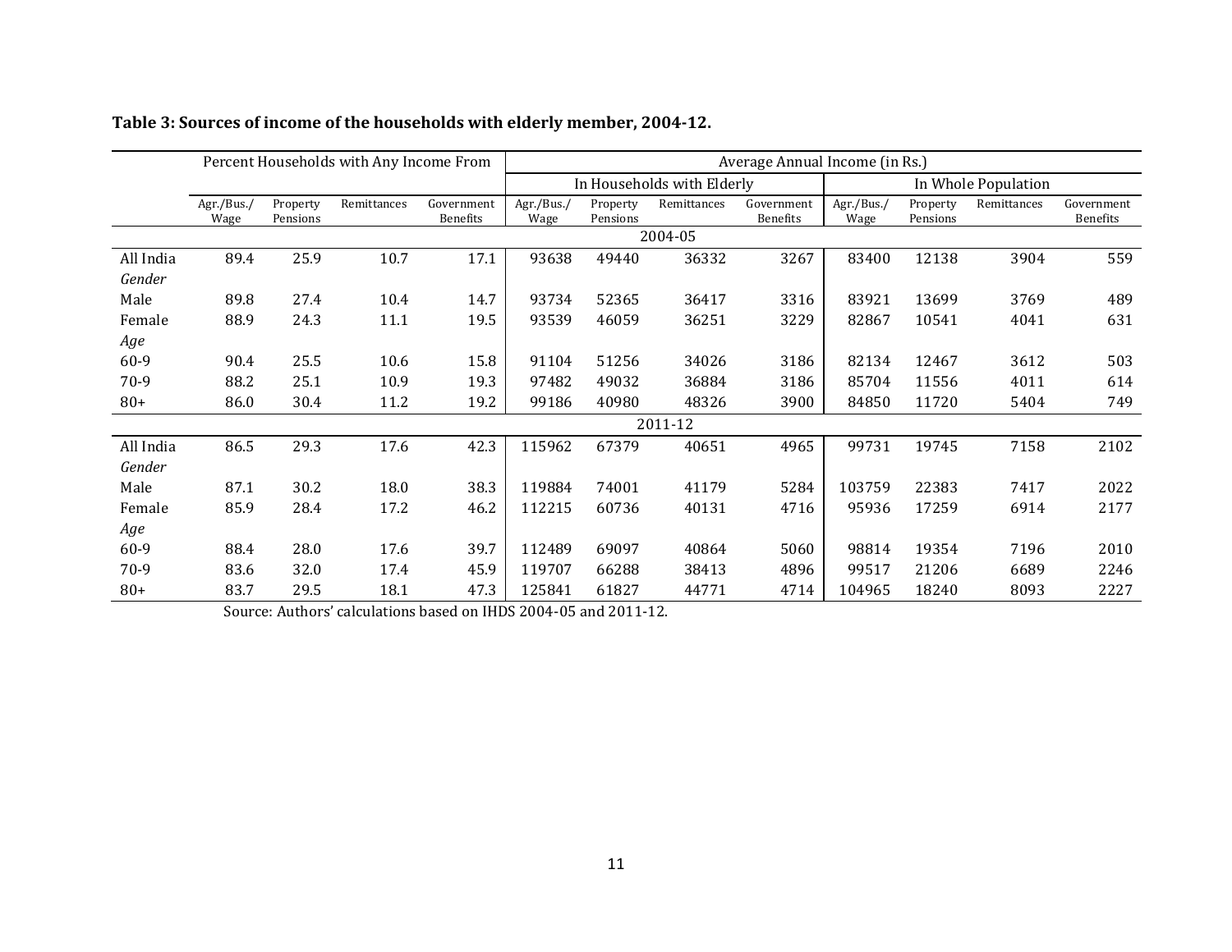**Table 3: Sources of income of the households with elderly member, 2004-12.**

| | Percent Households with Any Income From | | | | Average Annual Income (in Rs.) | | | | | | | |
|---|---|---|---|---|---|---|---|---|---|---|---|---|
| | | | | | In Households with Elderly | | | | In Whole Population | | | |
| | Agr./Bus./ Wage | Property Pensions | Remittances | Government Benefits | Agr./Bus./ Wage | Property Pensions | Remittances | Government Benefits | Agr./Bus./ Wage | Property Pensions | Remittances | Government Benefits |
| | | | | | | 2004-05 | | | | | | |
| All India | 89.4 | 25.9 | 10.7 | 17.1 | 93638 | 49440 | 36332 | 3267 | 83400 | 12138 | 3904 | 559 |
| *Gender* | | | | | | | | | | | | |
| Male | 89.8 | 27.4 | 10.4 | 14.7 | 93734 | 52365 | 36417 | 3316 | 83921 | 13699 | 3769 | 489 |
| Female | 88.9 | 24.3 | 11.1 | 19.5 | 93539 | 46059 | 36251 | 3229 | 82867 | 10541 | 4041 | 631 |
| *Age* | | | | | | | | | | | | |
| 60-9 | 90.4 | 25.5 | 10.6 | 15.8 | 91104 | 51256 | 34026 | 3186 | 82134 | 12467 | 3612 | 503 |
| 70-9 | 88.2 | 25.1 | 10.9 | 19.3 | 97482 | 49032 | 36884 | 3186 | 85704 | 11556 | 4011 | 614 |
| 80+ | 86.0 | 30.4 | 11.2 | 19.2 | 99186 | 40980 | 48326 | 3900 | 84850 | 11720 | 5404 | 749 |
| | | | | | | 2011-12 | | | | | | |
| All India | 86.5 | 29.3 | 17.6 | 42.3 | 115962 | 67379 | 40651 | 4965 | 99731 | 19745 | 7158 | 2102 |
| *Gender* | | | | | | | | | | | | |
| Male | 87.1 | 30.2 | 18.0 | 38.3 | 119884 | 74001 | 41179 | 5284 | 103759 | 22383 | 7417 | 2022 |
| Female | 85.9 | 28.4 | 17.2 | 46.2 | 112215 | 60736 | 40131 | 4716 | 95936 | 17259 | 6914 | 2177 |
| *Age* | | | | | | | | | | | | |
| 60-9 | 88.4 | 28.0 | 17.6 | 39.7 | 112489 | 69097 | 40864 | 5060 | 98814 | 19354 | 7196 | 2010 |
| 70-9 | 83.6 | 32.0 | 17.4 | 45.9 | 119707 | 66288 | 38413 | 4896 | 99517 | 21206 | 6689 | 2246 |
| 80+ | 83.7 | 29.5 | 18.1 | 47.3 | 125841 | 61827 | 44771 | 4714 | 104965 | 18240 | 8093 | 2227 |

Source: Authors' calculations based on IHDS 2004-05 and 2011-12.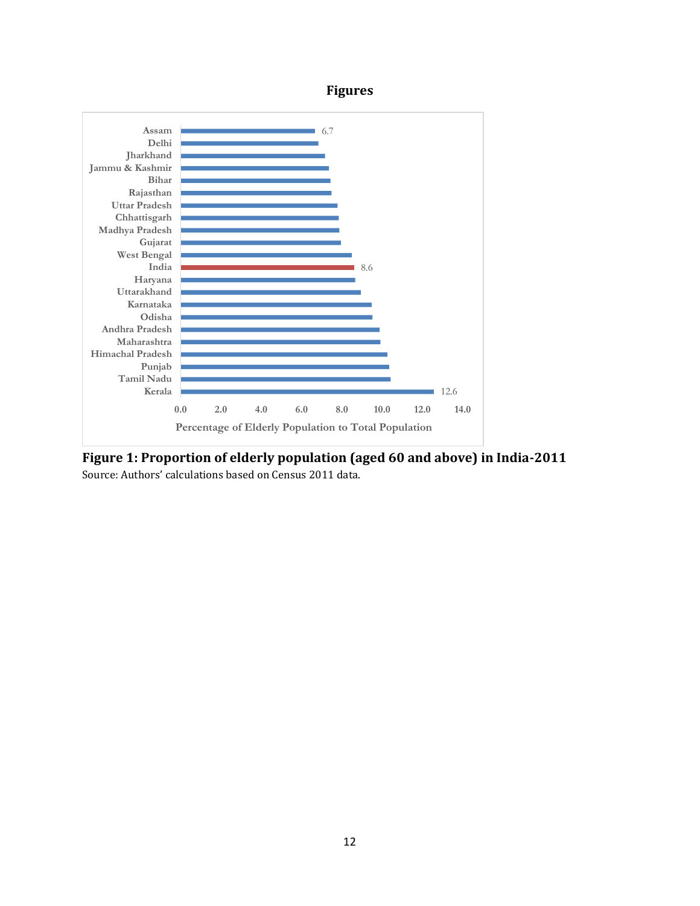## Figures

| State | Percentage of Elderly Population to Total Population |
|---|---|
| Assam | 6.7 |
| Delhi | |
| Jharkhand | |
| Jammu & Kashmir | |
| Bihar | |
| Rajasthan | |
| Uttar Pradesh | |
| Chhattisgarh | |
| Madhya Pradesh | |
| Gujarat | |
| West Bengal | |
| India | 8.6 |
| Haryana | |
| Uttarakhand | |
| Karnataka | |
| Odisha | |
| Andhra Pradesh | |
| Maharashtra | |
| Himachal Pradesh | |
| Punjab | |
| Tamil Nadu | |
| Kerala | 12.6 |

**Figure 1: Proportion of elderly population (aged 60 and above) in India-2011**

Source: Authors' calculations based on Census 2011 data.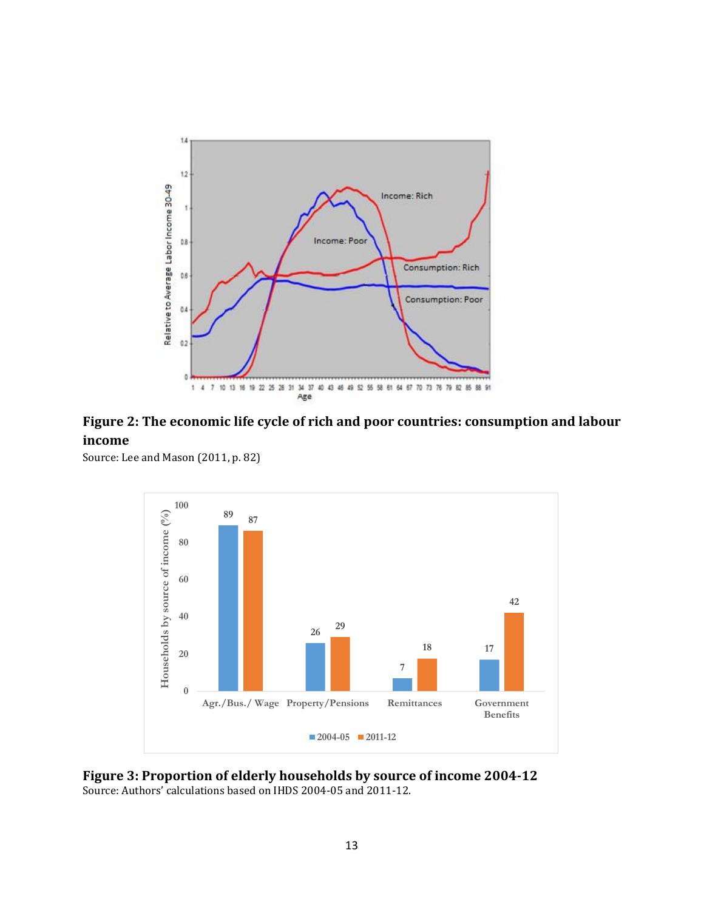1.4
1.2
1
0.8
0.6
0.4
0.2
0

Relative to Average Labor Income 30-49

Income: Rich
Income: Poor
Consumption: Rich
Consumption: Poor

1 4 7 10 13 16 19 22 25 28 31 34 37 40 43 46 49 52 55 58 61 64 67 70 73 76 79 82 85 88 91
Age

**Figure 2: The economic life cycle of rich and poor countries: consumption and labour income**

Source: Lee and Mason (2011, p. 82)

100
80
60
40
20
0

Households by source of income (%)

89
87
26
29
7
18
17
42

Agr./Bus./ Wage
Property/Pensions
Remittances
Government Benefits

2004-05
2011-12

**Figure 3: Proportion of elderly households by source of income 2004-12**

Source: Authors' calculations based on IHDS 2004-05 and 2011-12.